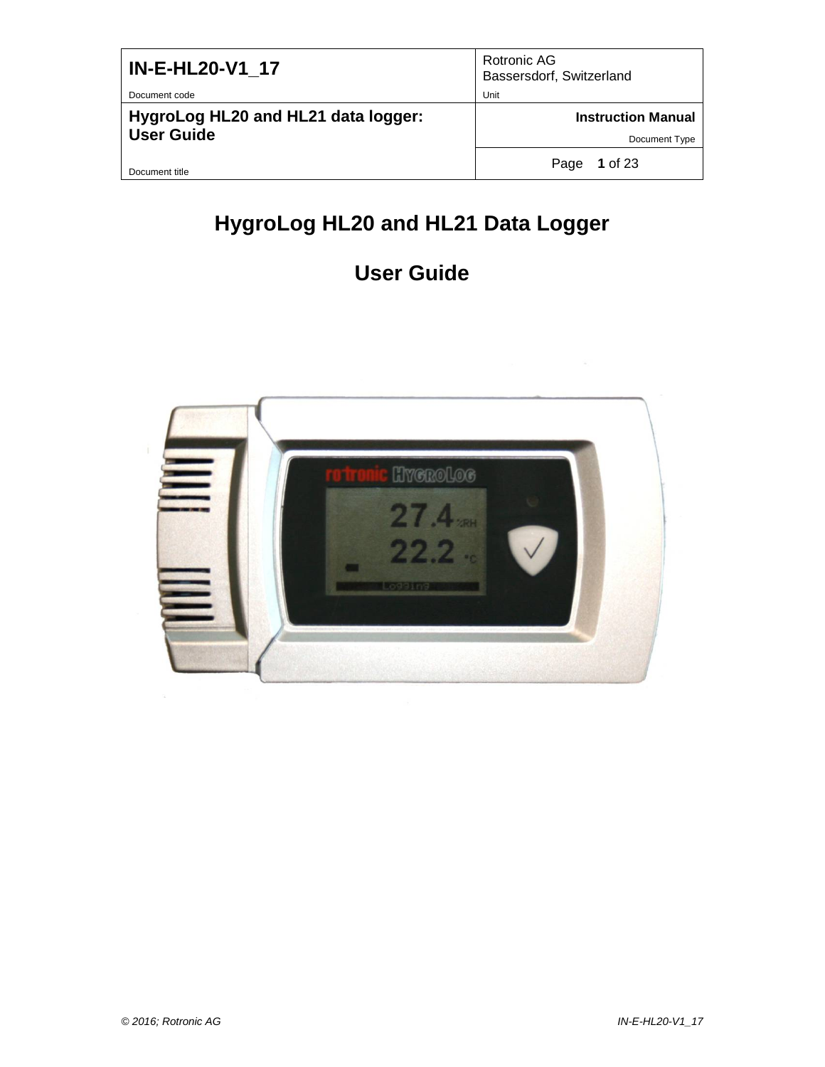| IN-E-HL20-V1_17 | Rotronic AG Bassersdorf, Switzerland |
|---|---|
| Document code | Unit |
| HygroLog HL20 and HL21 data logger: User Guide | Instruction Manual |
| | Document Type |
| Document title | |

# HygroLog HL20 and HL21 Data Logger

# User Guide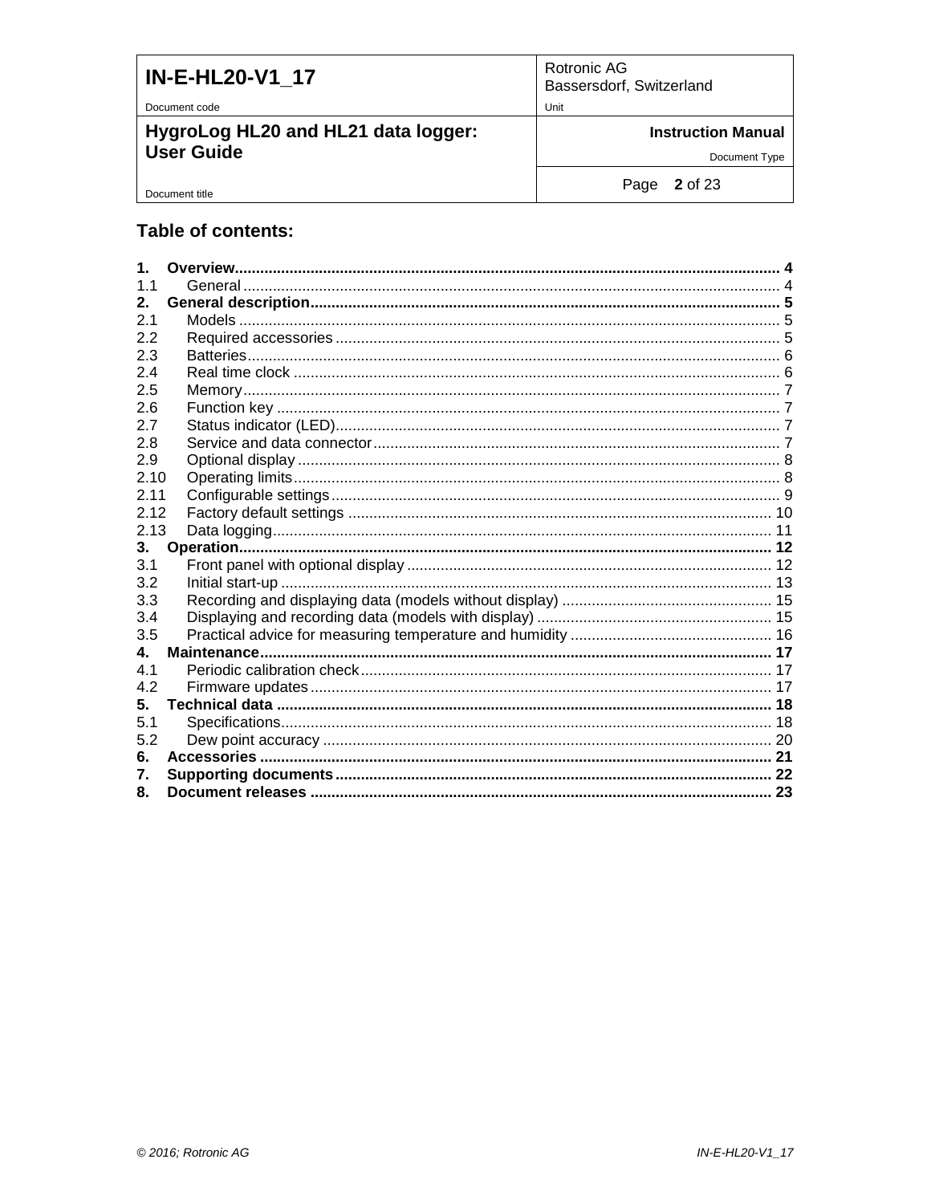## Table of contents:

| | | |
|---|---|---|
| **1.** | **Overview** | **4** |
| 1.1 | General | 4 |
| **2.** | **General description** | **5** |
| 2.1 | Models | 5 |
| 2.2 | Required accessories | 5 |
| 2.3 | Batteries | 6 |
| 2.4 | Real time clock | 6 |
| 2.5 | Memory | 7 |
| 2.6 | Function key | 7 |
| 2.7 | Status indicator (LED) | 7 |
| 2.8 | Service and data connector | 7 |
| 2.9 | Optional display | 8 |
| 2.10 | Operating limits | 8 |
| 2.11 | Configurable settings | 9 |
| 2.12 | Factory default settings | 10 |
| 2.13 | Data logging | 11 |
| **3.** | **Operation** | **12** |
| 3.1 | Front panel with optional display | 12 |
| 3.2 | Initial start-up | 13 |
| 3.3 | Recording and displaying data (models without display) | 15 |
| 3.4 | Displaying and recording data (models with display) | 15 |
| 3.5 | Practical advice for measuring temperature and humidity | 16 |
| **4.** | **Maintenance** | **17** |
| 4.1 | Periodic calibration check | 17 |
| 4.2 | Firmware updates | 17 |
| **5.** | **Technical data** | **18** |
| 5.1 | Specifications | 18 |
| 5.2 | Dew point accuracy | 20 |
| **6.** | **Accessories** | **21** |
| **7.** | **Supporting documents** | **22** |
| **8.** | **Document releases** | **23** |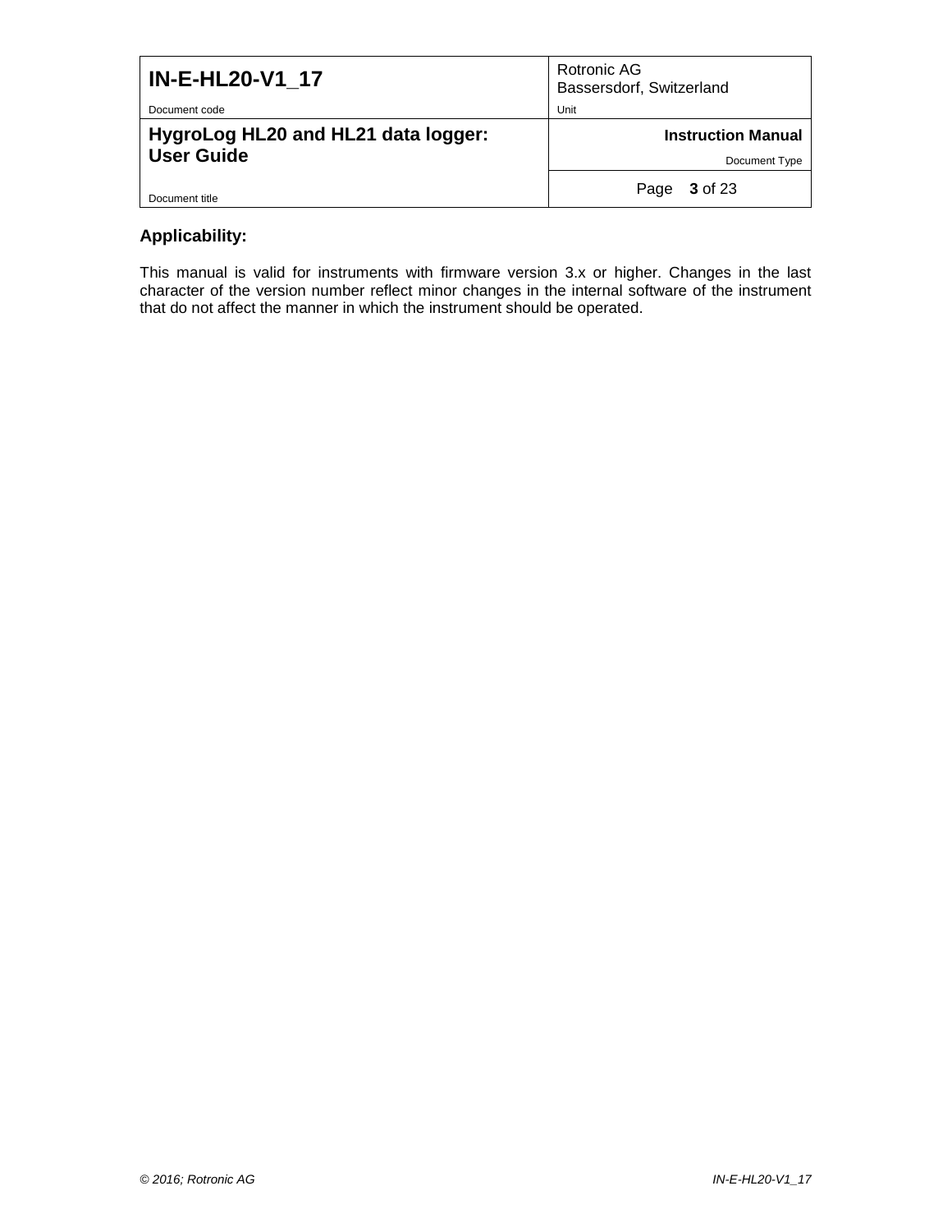### Applicability:

This manual is valid for instruments with firmware version 3.x or higher. Changes in the last character of the version number reflect minor changes in the internal software of the instrument that do not affect the manner in which the instrument should be operated.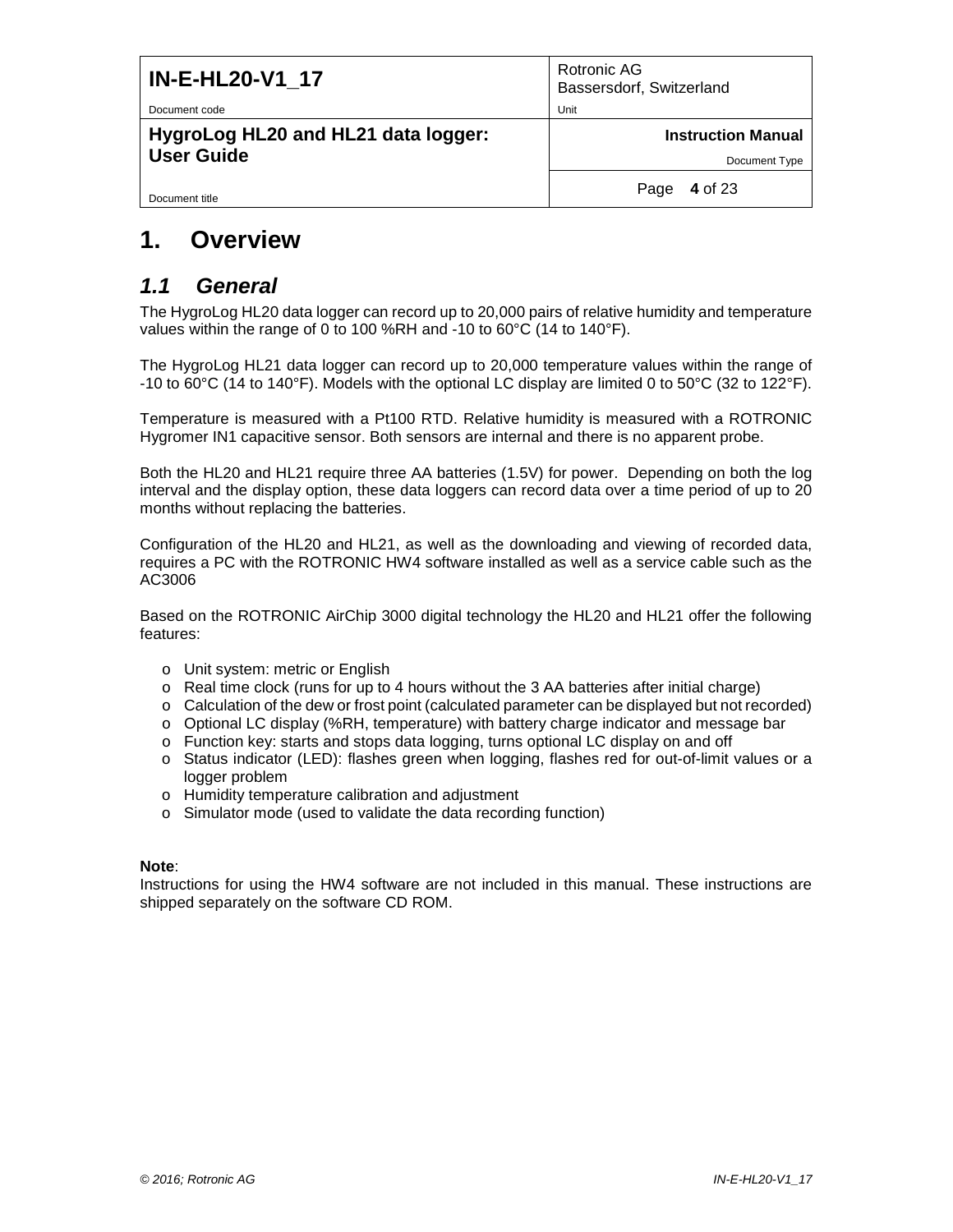# 1. Overview

## *1.1 General*

The HygroLog HL20 data logger can record up to 20,000 pairs of relative humidity and temperature values within the range of 0 to 100 %RH and -10 to 60°C (14 to 140°F).

The HygroLog HL21 data logger can record up to 20,000 temperature values within the range of -10 to 60°C (14 to 140°F). Models with the optional LC display are limited 0 to 50°C (32 to 122°F).

Temperature is measured with a Pt100 RTD. Relative humidity is measured with a ROTRONIC Hygromer IN1 capacitive sensor. Both sensors are internal and there is no apparent probe.

Both the HL20 and HL21 require three AA batteries (1.5V) for power. Depending on both the log interval and the display option, these data loggers can record data over a time period of up to 20 months without replacing the batteries.

Configuration of the HL20 and HL21, as well as the downloading and viewing of recorded data, requires a PC with the ROTRONIC HW4 software installed as well as a service cable such as the AC3006

Based on the ROTRONIC AirChip 3000 digital technology the HL20 and HL21 offer the following features:

- Unit system: metric or English
- Real time clock (runs for up to 4 hours without the 3 AA batteries after initial charge)
- Calculation of the dew or frost point (calculated parameter can be displayed but not recorded)
- Optional LC display (%RH, temperature) with battery charge indicator and message bar
- Function key: starts and stops data logging, turns optional LC display on and off
- Status indicator (LED): flashes green when logging, flashes red for out-of-limit values or a logger problem
- Humidity temperature calibration and adjustment
- Simulator mode (used to validate the data recording function)

**Note**:
Instructions for using the HW4 software are not included in this manual. These instructions are shipped separately on the software CD ROM.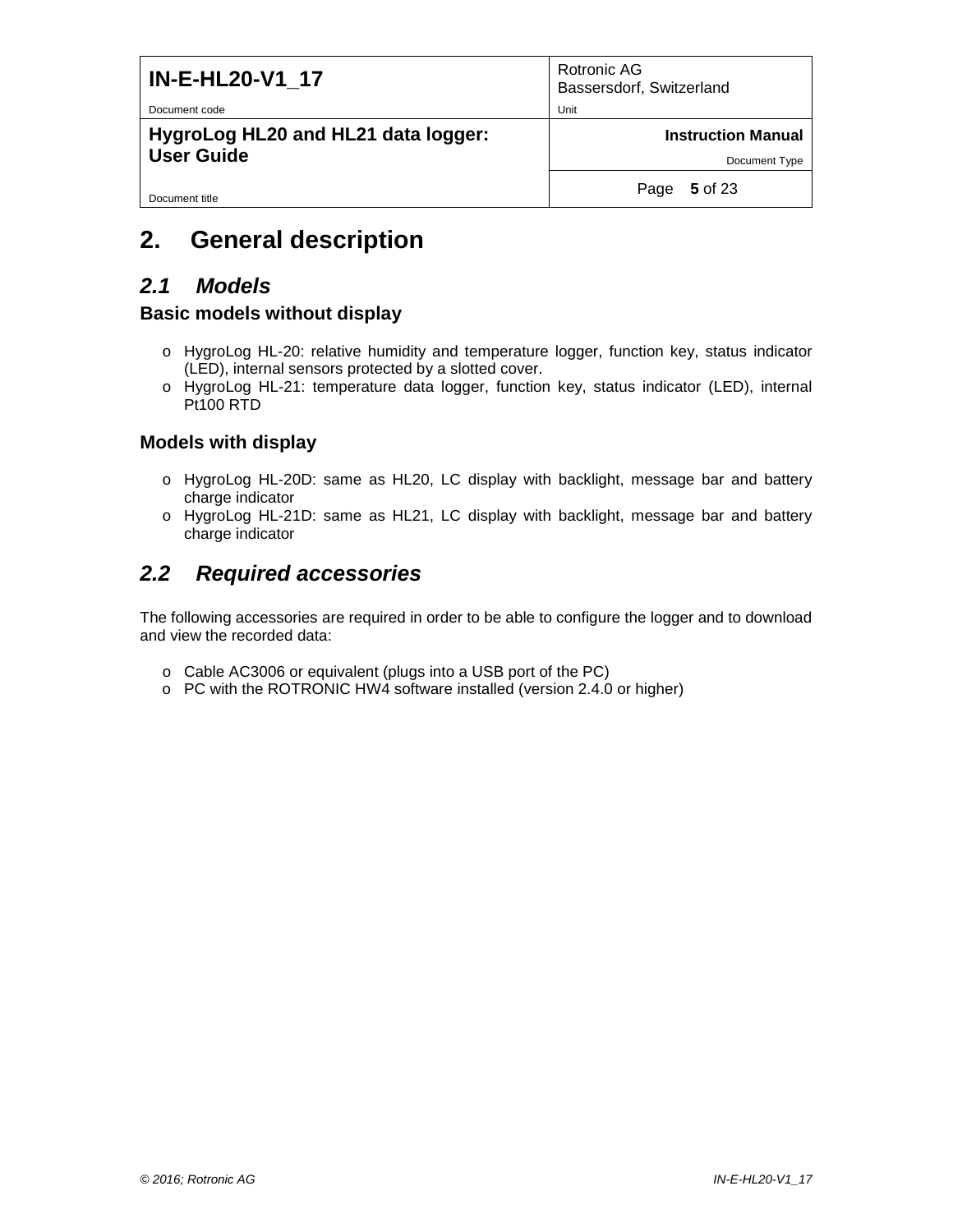# 2. General description

## *2.1 Models*

### Basic models without display

- HygroLog HL-20: relative humidity and temperature logger, function key, status indicator (LED), internal sensors protected by a slotted cover.
- HygroLog HL-21: temperature data logger, function key, status indicator (LED), internal Pt100 RTD

### Models with display

- HygroLog HL-20D: same as HL20, LC display with backlight, message bar and battery charge indicator
- HygroLog HL-21D: same as HL21, LC display with backlight, message bar and battery charge indicator

## *2.2 Required accessories*

The following accessories are required in order to be able to configure the logger and to download and view the recorded data:

- Cable AC3006 or equivalent (plugs into a USB port of the PC)
- PC with the ROTRONIC HW4 software installed (version 2.4.0 or higher)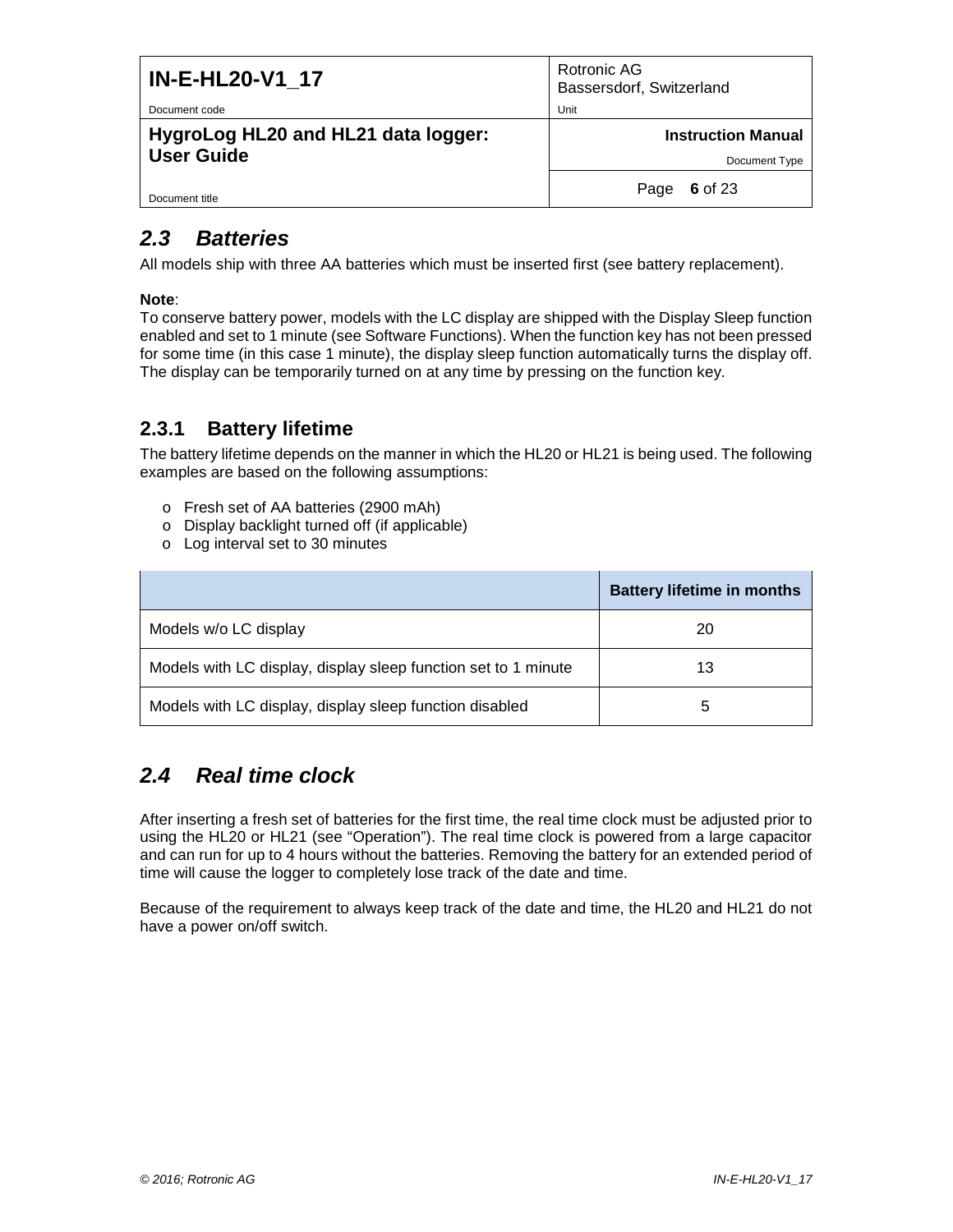## *2.3 Batteries*

All models ship with three AA batteries which must be inserted first (see battery replacement).

**Note**:
To conserve battery power, models with the LC display are shipped with the Display Sleep function enabled and set to 1 minute (see Software Functions). When the function key has not been pressed for some time (in this case 1 minute), the display sleep function automatically turns the display off. The display can be temporarily turned on at any time by pressing on the function key.

### 2.3.1 Battery lifetime

The battery lifetime depends on the manner in which the HL20 or HL21 is being used. The following examples are based on the following assumptions:

- Fresh set of AA batteries (2900 mAh)
- Display backlight turned off (if applicable)
- Log interval set to 30 minutes

| | **Battery lifetime in months** |
|---|---|
| Models w/o LC display | 20 |
| Models with LC display, display sleep function set to 1 minute | 13 |
| Models with LC display, display sleep function disabled | 5 |

## *2.4 Real time clock*

After inserting a fresh set of batteries for the first time, the real time clock must be adjusted prior to using the HL20 or HL21 (see "Operation"). The real time clock is powered from a large capacitor and can run for up to 4 hours without the batteries. Removing the battery for an extended period of time will cause the logger to completely lose track of the date and time.

Because of the requirement to always keep track of the date and time, the HL20 and HL21 do not have a power on/off switch.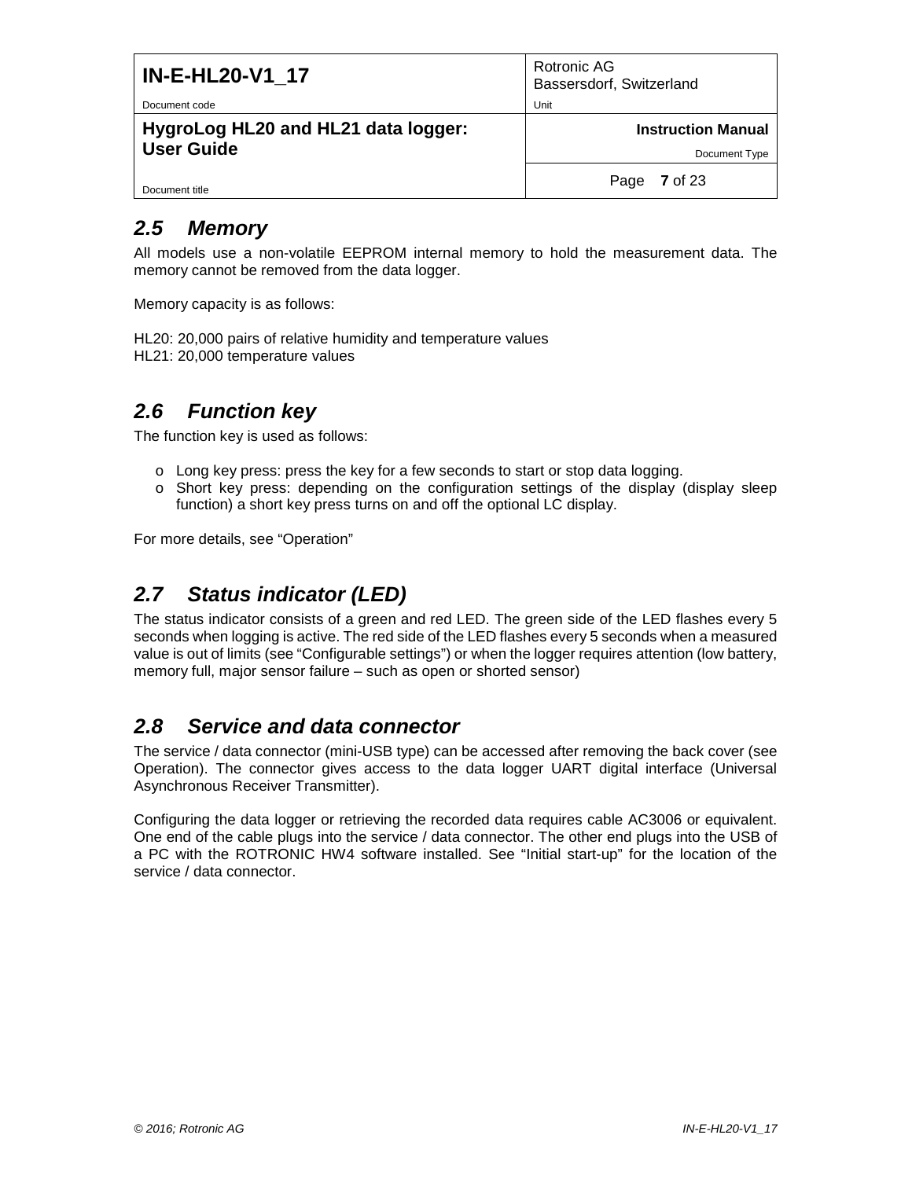## 2.5 Memory

All models use a non-volatile EEPROM internal memory to hold the measurement data. The memory cannot be removed from the data logger.

Memory capacity is as follows:

HL20: 20,000 pairs of relative humidity and temperature values
HL21: 20,000 temperature values

## 2.6 Function key

The function key is used as follows:

- Long key press: press the key for a few seconds to start or stop data logging.
- Short key press: depending on the configuration settings of the display (display sleep function) a short key press turns on and off the optional LC display.

For more details, see "Operation"

## 2.7 Status indicator (LED)

The status indicator consists of a green and red LED. The green side of the LED flashes every 5 seconds when logging is active. The red side of the LED flashes every 5 seconds when a measured value is out of limits (see "Configurable settings") or when the logger requires attention (low battery, memory full, major sensor failure – such as open or shorted sensor)

## 2.8 Service and data connector

The service / data connector (mini-USB type) can be accessed after removing the back cover (see Operation). The connector gives access to the data logger UART digital interface (Universal Asynchronous Receiver Transmitter).

Configuring the data logger or retrieving the recorded data requires cable AC3006 or equivalent. One end of the cable plugs into the service / data connector. The other end plugs into the USB of a PC with the ROTRONIC HW4 software installed. See "Initial start-up" for the location of the service / data connector.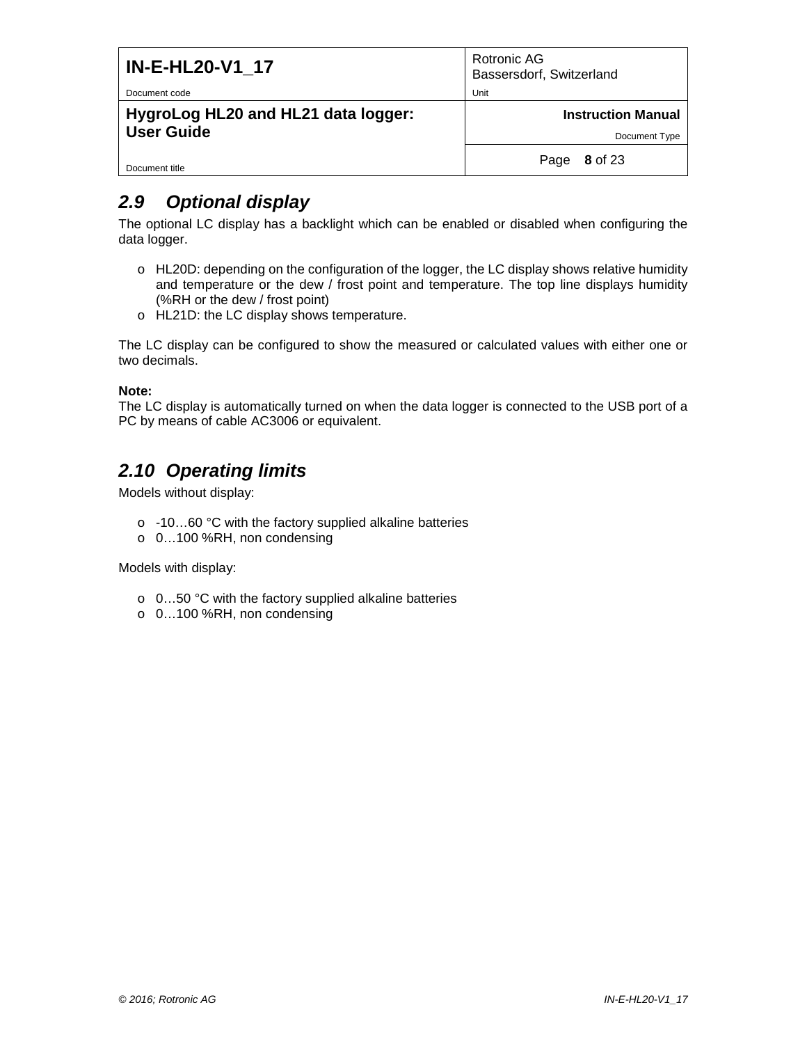## *2.9 Optional display*

The optional LC display has a backlight which can be enabled or disabled when configuring the data logger.

- HL20D: depending on the configuration of the logger, the LC display shows relative humidity and temperature or the dew / frost point and temperature. The top line displays humidity (%RH or the dew / frost point)
- HL21D: the LC display shows temperature.

The LC display can be configured to show the measured or calculated values with either one or two decimals.

**Note:**
The LC display is automatically turned on when the data logger is connected to the USB port of a PC by means of cable AC3006 or equivalent.

## *2.10 Operating limits*

Models without display:

- -10…60 °C with the factory supplied alkaline batteries
- 0…100 %RH, non condensing

Models with display:

- 0…50 °C with the factory supplied alkaline batteries
- 0…100 %RH, non condensing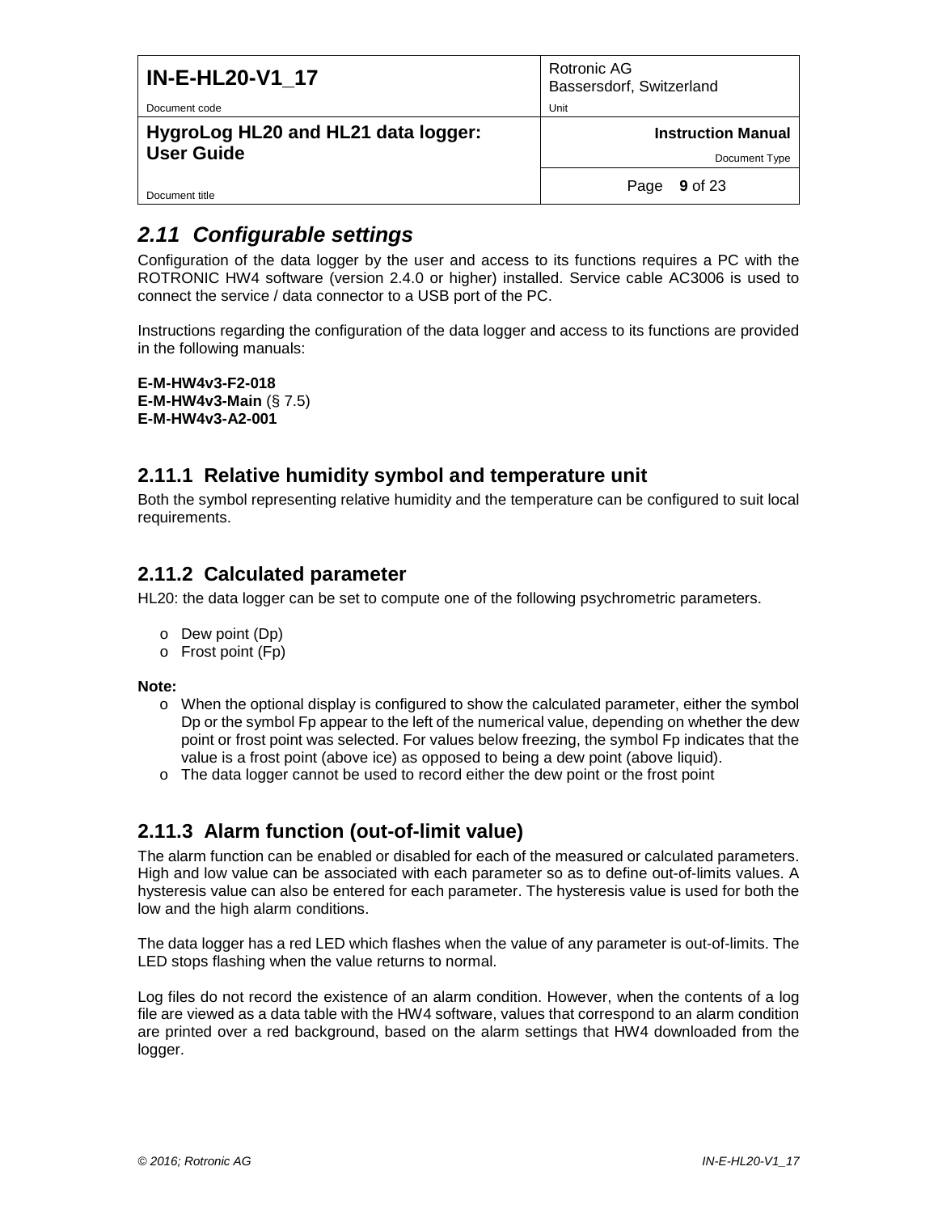## *2.11 Configurable settings*

Configuration of the data logger by the user and access to its functions requires a PC with the ROTRONIC HW4 software (version 2.4.0 or higher) installed. Service cable AC3006 is used to connect the service / data connector to a USB port of the PC.

Instructions regarding the configuration of the data logger and access to its functions are provided in the following manuals:

**E-M-HW4v3-F2-018**
**E-M-HW4v3-Main** (§ 7.5)
**E-M-HW4v3-A2-001**

### 2.11.1 Relative humidity symbol and temperature unit

Both the symbol representing relative humidity and the temperature can be configured to suit local requirements.

### 2.11.2 Calculated parameter

HL20: the data logger can be set to compute one of the following psychrometric parameters.

- Dew point (Dp)
- Frost point (Fp)

**Note:**

- When the optional display is configured to show the calculated parameter, either the symbol Dp or the symbol Fp appear to the left of the numerical value, depending on whether the dew point or frost point was selected. For values below freezing, the symbol Fp indicates that the value is a frost point (above ice) as opposed to being a dew point (above liquid).
- The data logger cannot be used to record either the dew point or the frost point

### 2.11.3 Alarm function (out-of-limit value)

The alarm function can be enabled or disabled for each of the measured or calculated parameters. High and low value can be associated with each parameter so as to define out-of-limits values. A hysteresis value can also be entered for each parameter. The hysteresis value is used for both the low and the high alarm conditions.

The data logger has a red LED which flashes when the value of any parameter is out-of-limits. The LED stops flashing when the value returns to normal.

Log files do not record the existence of an alarm condition. However, when the contents of a log file are viewed as a data table with the HW4 software, values that correspond to an alarm condition are printed over a red background, based on the alarm settings that HW4 downloaded from the logger.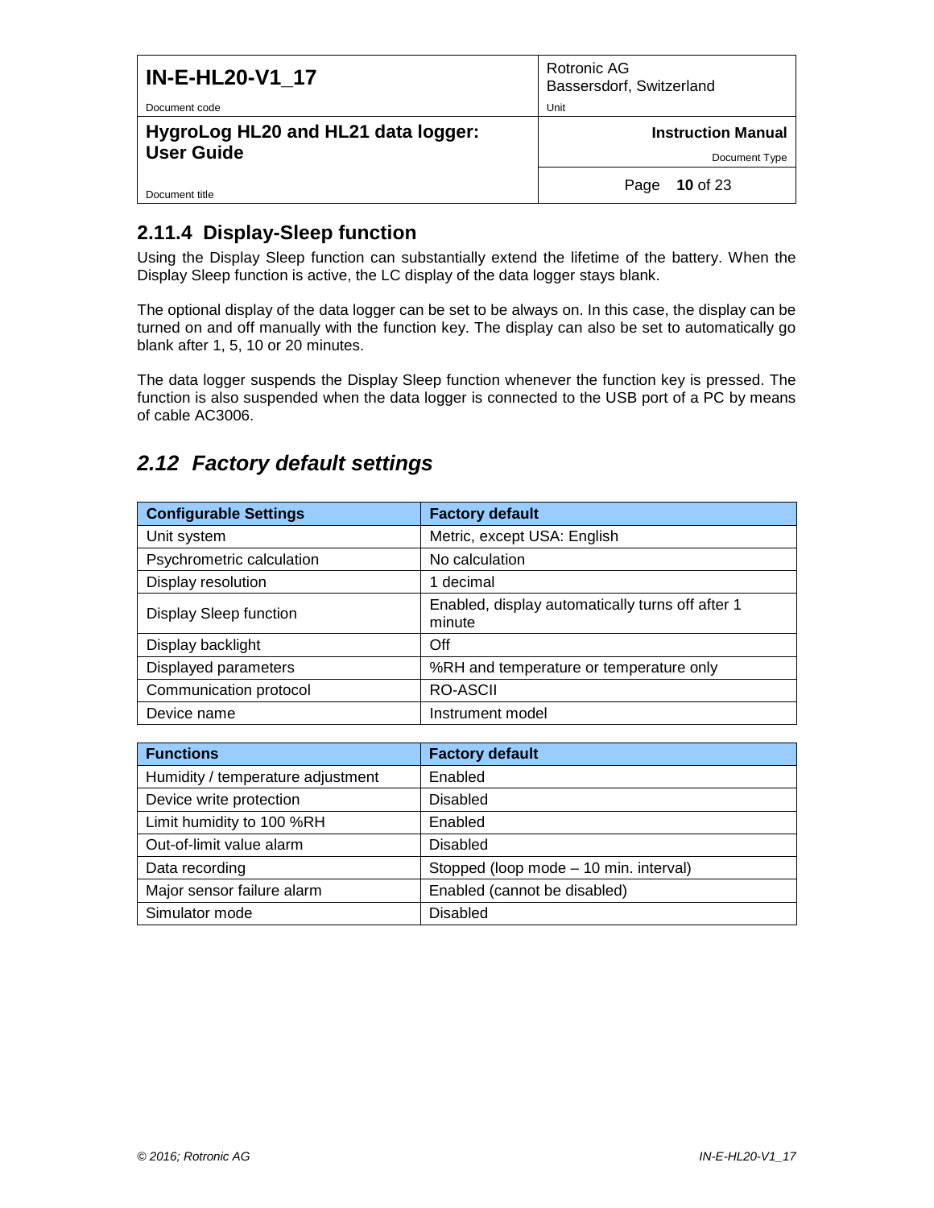### 2.11.4 Display-Sleep function

Using the Display Sleep function can substantially extend the lifetime of the battery. When the Display Sleep function is active, the LC display of the data logger stays blank.

The optional display of the data logger can be set to be always on. In this case, the display can be turned on and off manually with the function key. The display can also be set to automatically go blank after 1, 5, 10 or 20 minutes.

The data logger suspends the Display Sleep function whenever the function key is pressed. The function is also suspended when the data logger is connected to the USB port of a PC by means of cable AC3006.

## *2.12 Factory default settings*

| Configurable Settings | Factory default |
|---|---|
| Unit system | Metric, except USA: English |
| Psychrometric calculation | No calculation |
| Display resolution | 1 decimal |
| Display Sleep function | Enabled, display automatically turns off after 1 minute |
| Display backlight | Off |
| Displayed parameters | %RH and temperature or temperature only |
| Communication protocol | RO-ASCII |
| Device name | Instrument model |

| Functions | Factory default |
|---|---|
| Humidity / temperature adjustment | Enabled |
| Device write protection | Disabled |
| Limit humidity to 100 %RH | Enabled |
| Out-of-limit value alarm | Disabled |
| Data recording | Stopped (loop mode – 10 min. interval) |
| Major sensor failure alarm | Enabled (cannot be disabled) |
| Simulator mode | Disabled |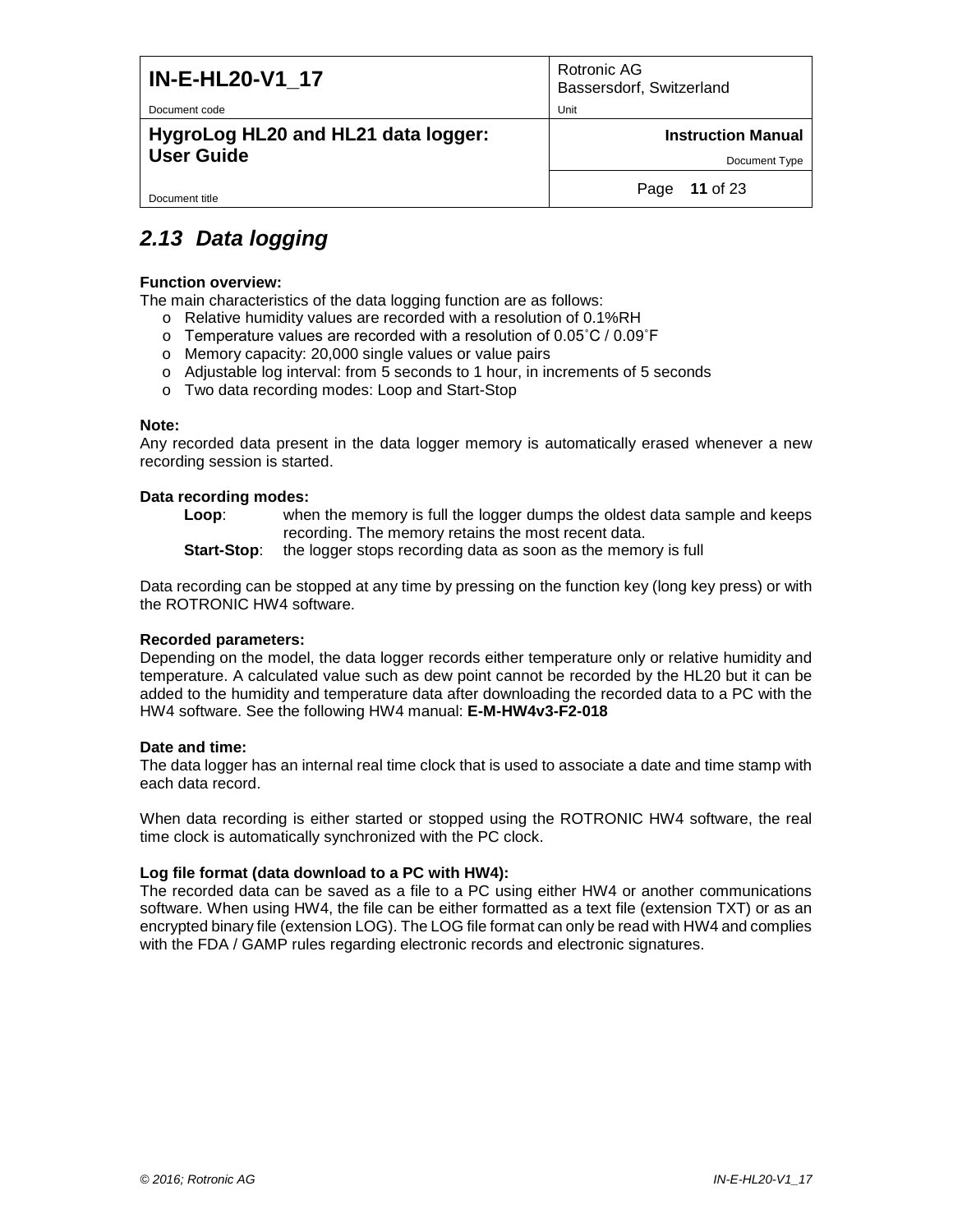## *2.13 Data logging*

**Function overview:**
The main characteristics of the data logging function are as follows:

- Relative humidity values are recorded with a resolution of 0.1%RH
- Temperature values are recorded with a resolution of 0.05˚C / 0.09˚F
- Memory capacity: 20,000 single values or value pairs
- Adjustable log interval: from 5 seconds to 1 hour, in increments of 5 seconds
- Two data recording modes: Loop and Start-Stop

**Note:**
Any recorded data present in the data logger memory is automatically erased whenever a new recording session is started.

**Data recording modes:**

**Loop**: when the memory is full the logger dumps the oldest data sample and keeps recording. The memory retains the most recent data.

**Start-Stop**: the logger stops recording data as soon as the memory is full

Data recording can be stopped at any time by pressing on the function key (long key press) or with the ROTRONIC HW4 software.

**Recorded parameters:**
Depending on the model, the data logger records either temperature only or relative humidity and temperature. A calculated value such as dew point cannot be recorded by the HL20 but it can be added to the humidity and temperature data after downloading the recorded data to a PC with the HW4 software. See the following HW4 manual: **E-M-HW4v3-F2-018**

**Date and time:**
The data logger has an internal real time clock that is used to associate a date and time stamp with each data record.

When data recording is either started or stopped using the ROTRONIC HW4 software, the real time clock is automatically synchronized with the PC clock.

**Log file format (data download to a PC with HW4):**
The recorded data can be saved as a file to a PC using either HW4 or another communications software. When using HW4, the file can be either formatted as a text file (extension TXT) or as an encrypted binary file (extension LOG). The LOG file format can only be read with HW4 and complies with the FDA / GAMP rules regarding electronic records and electronic signatures.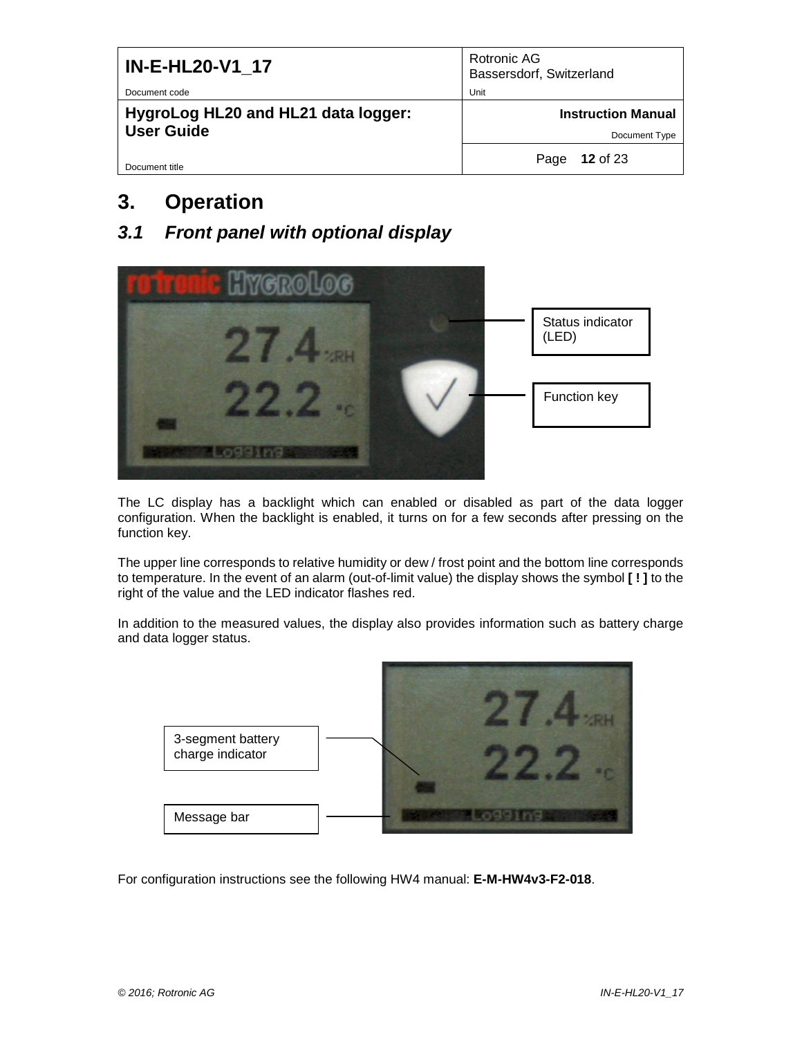# 3. Operation

## 3.1 Front panel with optional display

Status indicator (LED)

Function key

The LC display has a backlight which can enabled or disabled as part of the data logger configuration. When the backlight is enabled, it turns on for a few seconds after pressing on the function key.

The upper line corresponds to relative humidity or dew / frost point and the bottom line corresponds to temperature. In the event of an alarm (out-of-limit value) the display shows the symbol **[ ! ]** to the right of the value and the LED indicator flashes red.

In addition to the measured values, the display also provides information such as battery charge and data logger status.

3-segment battery charge indicator

Message bar

For configuration instructions see the following HW4 manual: **E-M-HW4v3-F2-018**.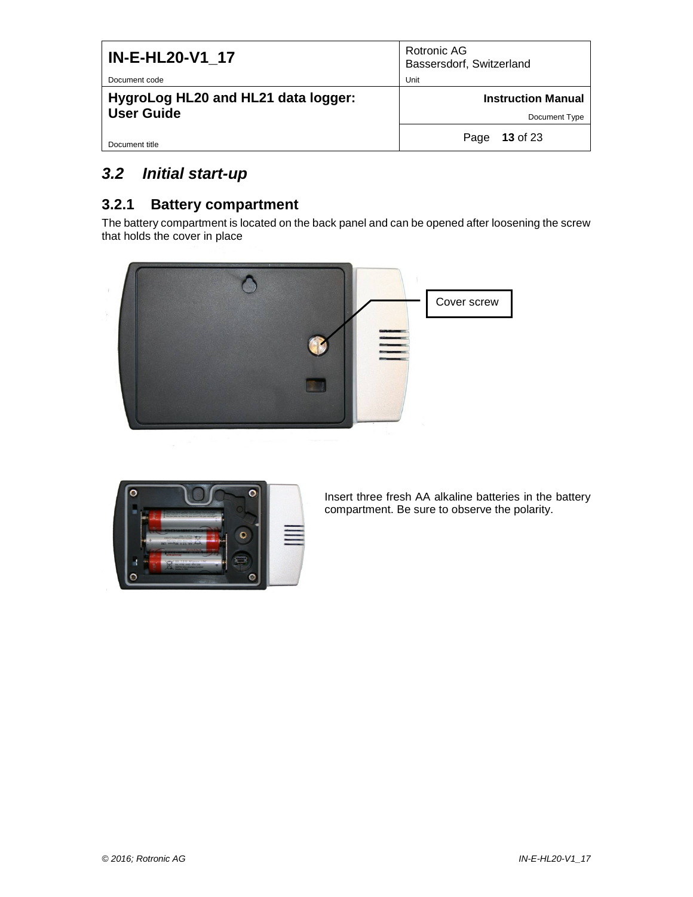## 3.2 Initial start-up

### 3.2.1 Battery compartment

The battery compartment is located on the back panel and can be opened after loosening the screw that holds the cover in place

Cover screw

Insert three fresh AA alkaline batteries in the battery compartment. Be sure to observe the polarity.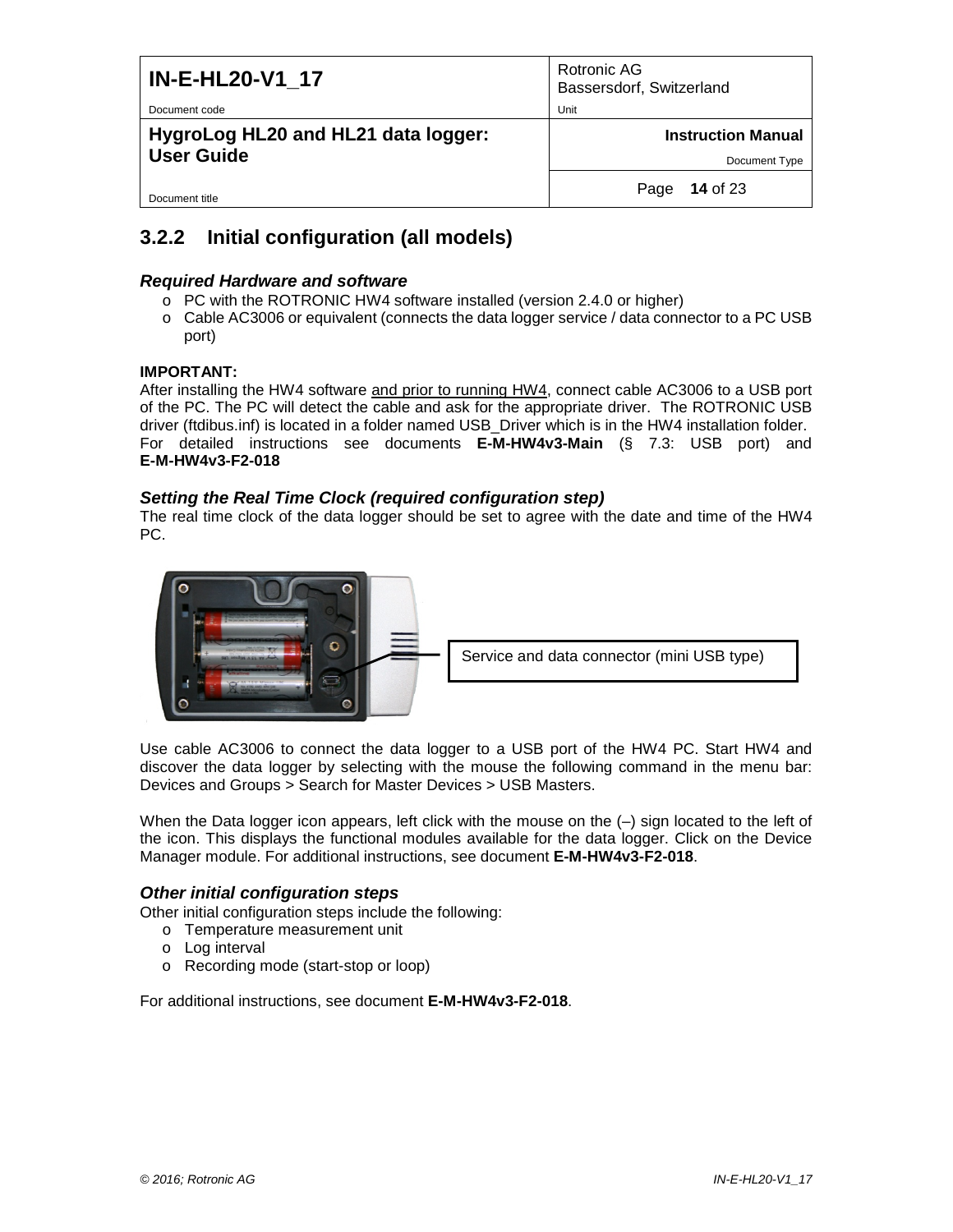### 3.2.2 Initial configuration (all models)

#### *Required Hardware and software*

- PC with the ROTRONIC HW4 software installed (version 2.4.0 or higher)
- Cable AC3006 or equivalent (connects the data logger service / data connector to a PC USB port)

**IMPORTANT:**
After installing the HW4 software and prior to running HW4, connect cable AC3006 to a USB port of the PC. The PC will detect the cable and ask for the appropriate driver. The ROTRONIC USB driver (ftdibus.inf) is located in a folder named USB_Driver which is in the HW4 installation folder. For detailed instructions see documents **E-M-HW4v3-Main** (§ 7.3: USB port) and **E-M-HW4v3-F2-018**

#### *Setting the Real Time Clock (required configuration step)*

The real time clock of the data logger should be set to agree with the date and time of the HW4 PC.

Service and data connector (mini USB type)

Use cable AC3006 to connect the data logger to a USB port of the HW4 PC. Start HW4 and discover the data logger by selecting with the mouse the following command in the menu bar: Devices and Groups > Search for Master Devices > USB Masters.

When the Data logger icon appears, left click with the mouse on the (–) sign located to the left of the icon. This displays the functional modules available for the data logger. Click on the Device Manager module. For additional instructions, see document **E-M-HW4v3-F2-018**.

#### *Other initial configuration steps*

Other initial configuration steps include the following:

- Temperature measurement unit
- Log interval
- Recording mode (start-stop or loop)

For additional instructions, see document **E-M-HW4v3-F2-018**.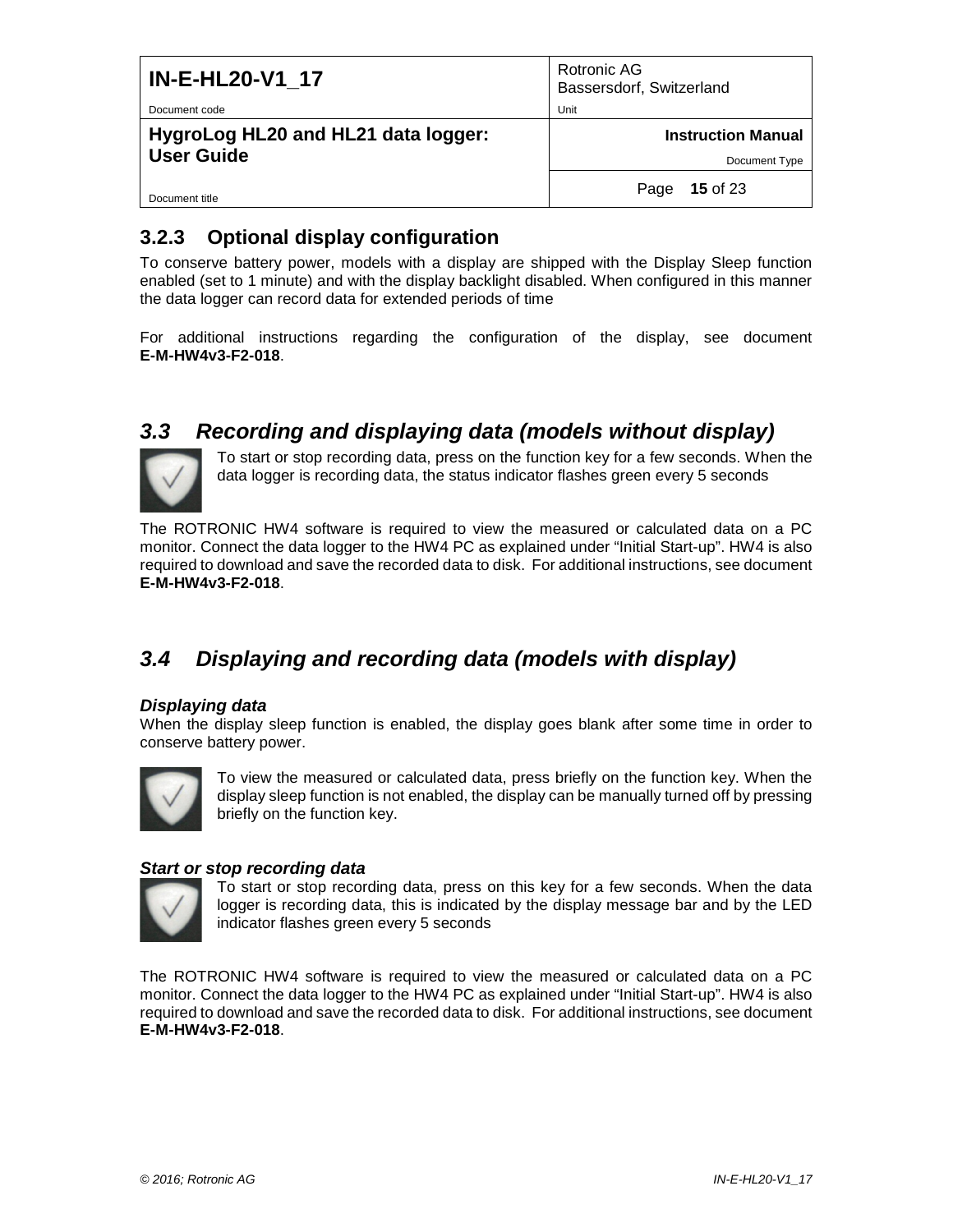### 3.2.3 Optional display configuration

To conserve battery power, models with a display are shipped with the Display Sleep function enabled (set to 1 minute) and with the display backlight disabled. When configured in this manner the data logger can record data for extended periods of time

For additional instructions regarding the configuration of the display, see document **E-M-HW4v3-F2-018**.

## *3.3 Recording and displaying data (models without display)*

To start or stop recording data, press on the function key for a few seconds. When the data logger is recording data, the status indicator flashes green every 5 seconds

The ROTRONIC HW4 software is required to view the measured or calculated data on a PC monitor. Connect the data logger to the HW4 PC as explained under “Initial Start-up”. HW4 is also required to download and save the recorded data to disk. For additional instructions, see document **E-M-HW4v3-F2-018**.

## *3.4 Displaying and recording data (models with display)*

***Displaying data***

When the display sleep function is enabled, the display goes blank after some time in order to conserve battery power.

To view the measured or calculated data, press briefly on the function key. When the display sleep function is not enabled, the display can be manually turned off by pressing briefly on the function key.

***Start or stop recording data***

To start or stop recording data, press on this key for a few seconds. When the data logger is recording data, this is indicated by the display message bar and by the LED indicator flashes green every 5 seconds

The ROTRONIC HW4 software is required to view the measured or calculated data on a PC monitor. Connect the data logger to the HW4 PC as explained under “Initial Start-up”. HW4 is also required to download and save the recorded data to disk. For additional instructions, see document **E-M-HW4v3-F2-018**.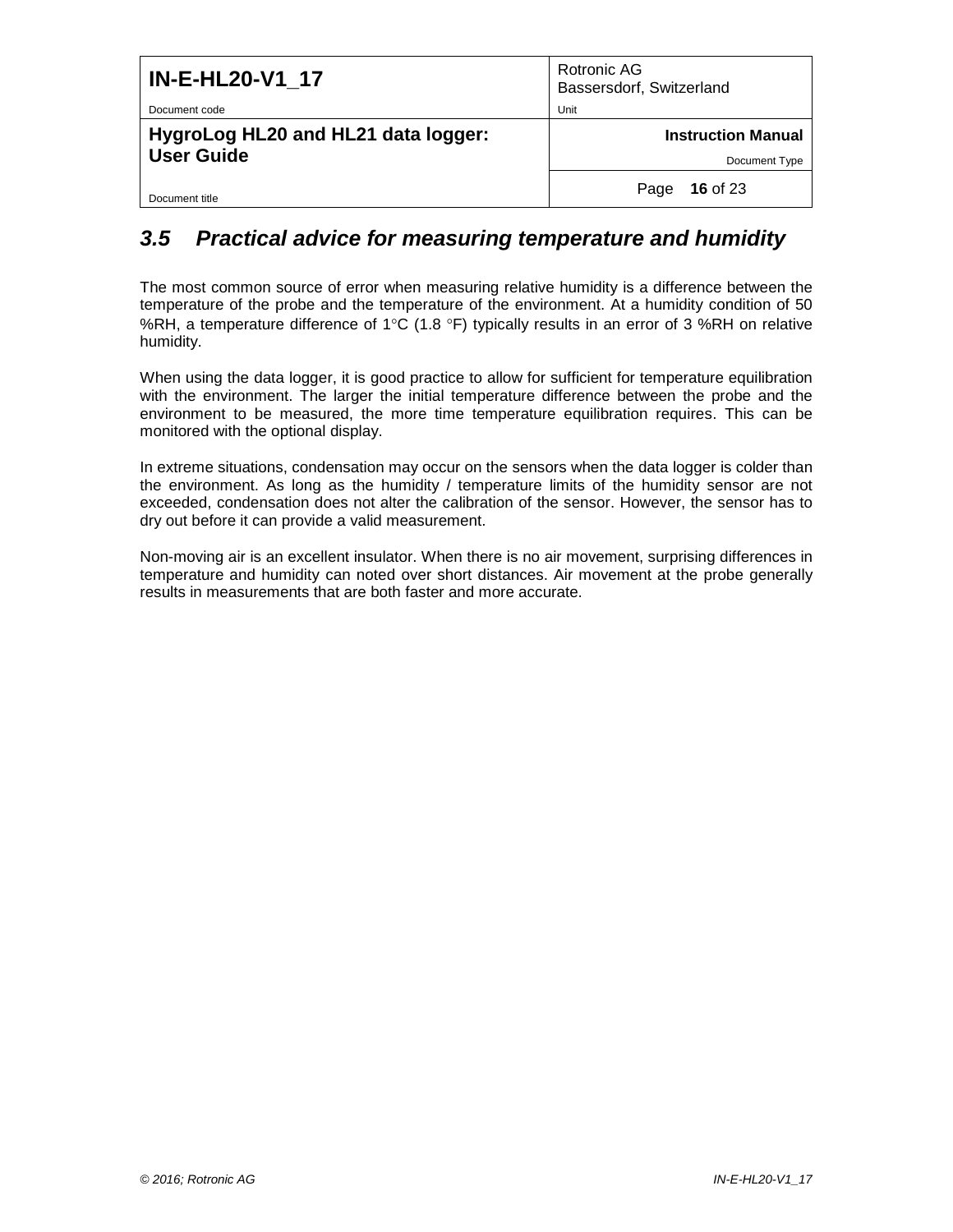## *3.5 Practical advice for measuring temperature and humidity*

The most common source of error when measuring relative humidity is a difference between the temperature of the probe and the temperature of the environment. At a humidity condition of 50 %RH, a temperature difference of 1°C (1.8 °F) typically results in an error of 3 %RH on relative humidity.

When using the data logger, it is good practice to allow for sufficient for temperature equilibration with the environment. The larger the initial temperature difference between the probe and the environment to be measured, the more time temperature equilibration requires. This can be monitored with the optional display.

In extreme situations, condensation may occur on the sensors when the data logger is colder than the environment. As long as the humidity / temperature limits of the humidity sensor are not exceeded, condensation does not alter the calibration of the sensor. However, the sensor has to dry out before it can provide a valid measurement.

Non-moving air is an excellent insulator. When there is no air movement, surprising differences in temperature and humidity can noted over short distances. Air movement at the probe generally results in measurements that are both faster and more accurate.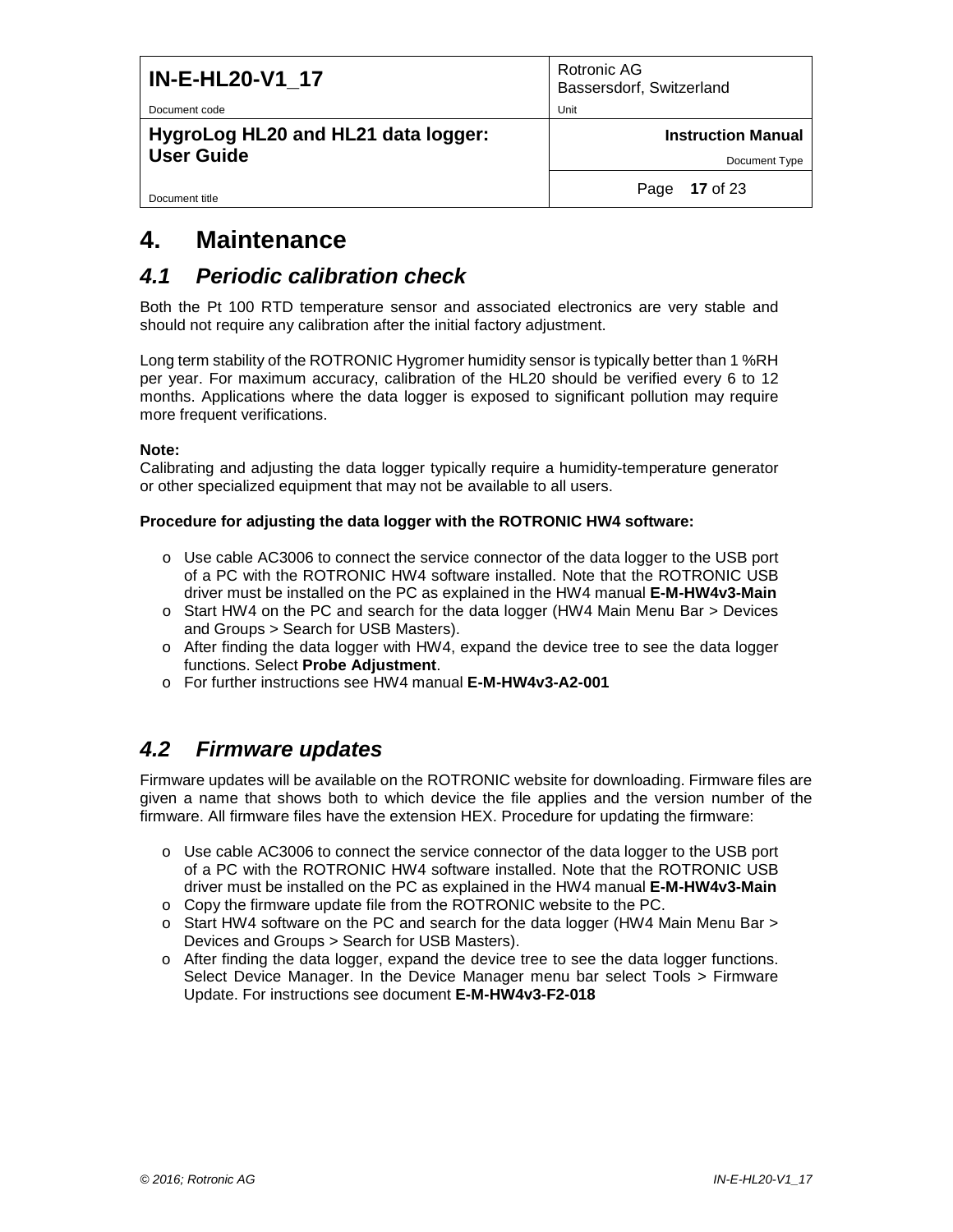# 4. Maintenance

## 4.1 Periodic calibration check

Both the Pt 100 RTD temperature sensor and associated electronics are very stable and should not require any calibration after the initial factory adjustment.

Long term stability of the ROTRONIC Hygromer humidity sensor is typically better than 1 %RH per year. For maximum accuracy, calibration of the HL20 should be verified every 6 to 12 months. Applications where the data logger is exposed to significant pollution may require more frequent verifications.

**Note:**
Calibrating and adjusting the data logger typically require a humidity-temperature generator or other specialized equipment that may not be available to all users.

**Procedure for adjusting the data logger with the ROTRONIC HW4 software:**

- Use cable AC3006 to connect the service connector of the data logger to the USB port of a PC with the ROTRONIC HW4 software installed. Note that the ROTRONIC USB driver must be installed on the PC as explained in the HW4 manual **E-M-HW4v3-Main**
- Start HW4 on the PC and search for the data logger (HW4 Main Menu Bar > Devices and Groups > Search for USB Masters).
- After finding the data logger with HW4, expand the device tree to see the data logger functions. Select **Probe Adjustment**.
- For further instructions see HW4 manual **E-M-HW4v3-A2-001**

## 4.2 Firmware updates

Firmware updates will be available on the ROTRONIC website for downloading. Firmware files are given a name that shows both to which device the file applies and the version number of the firmware. All firmware files have the extension HEX. Procedure for updating the firmware:

- Use cable AC3006 to connect the service connector of the data logger to the USB port of a PC with the ROTRONIC HW4 software installed. Note that the ROTRONIC USB driver must be installed on the PC as explained in the HW4 manual **E-M-HW4v3-Main**
- Copy the firmware update file from the ROTRONIC website to the PC.
- Start HW4 software on the PC and search for the data logger (HW4 Main Menu Bar > Devices and Groups > Search for USB Masters).
- After finding the data logger, expand the device tree to see the data logger functions. Select Device Manager. In the Device Manager menu bar select Tools > Firmware Update. For instructions see document **E-M-HW4v3-F2-018**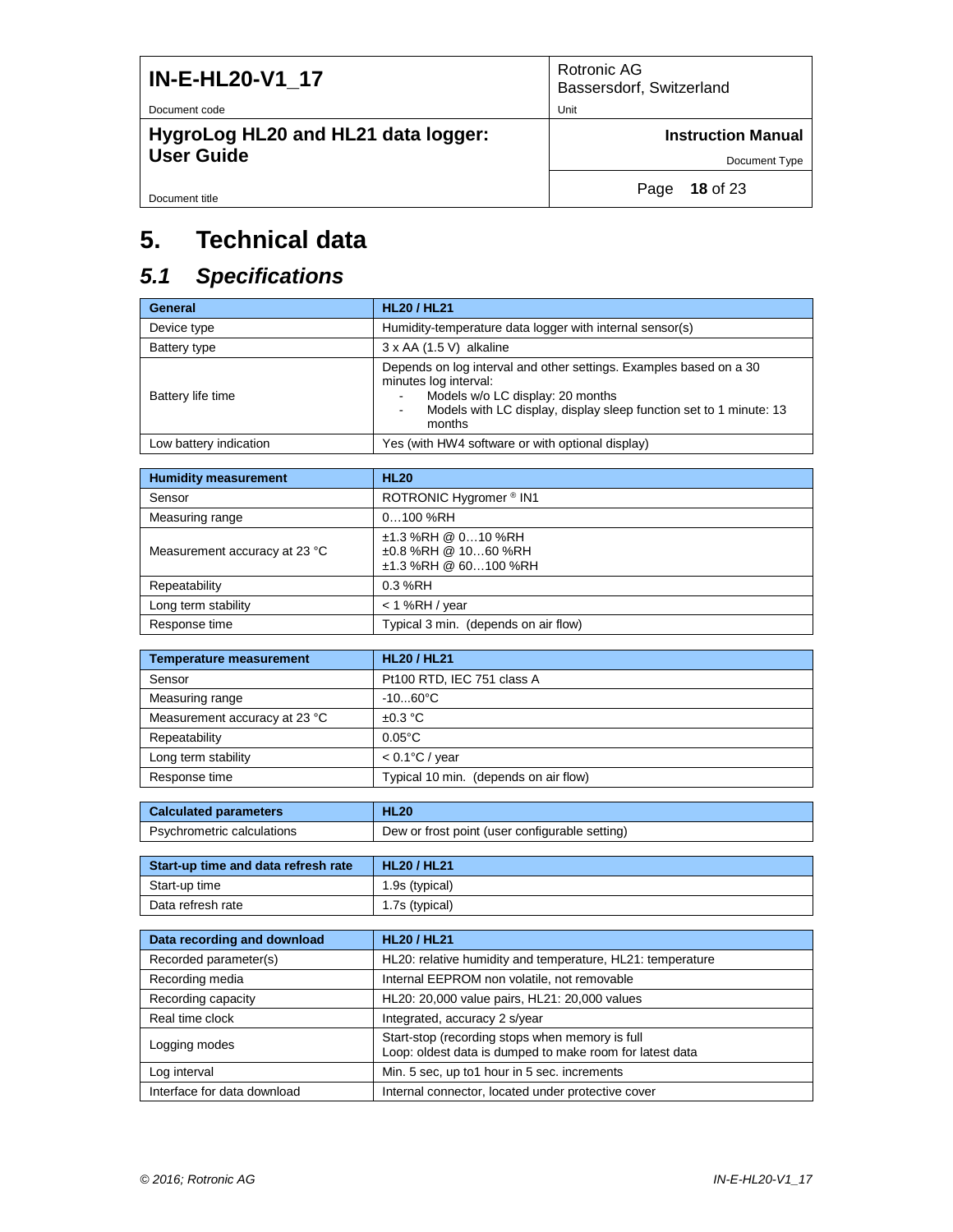# 5. Technical data

## *5.1 Specifications*

| General | HL20 / HL21 |
|---|---|
| Device type | Humidity-temperature data logger with internal sensor(s) |
| Battery type | 3 x AA (1.5 V) alkaline |
| Battery life time | Depends on log interval and other settings. Examples based on a 30 minutes log interval:<br>- Models w/o LC display: 20 months<br>- Models with LC display, display sleep function set to 1 minute: 13 months |
| Low battery indication | Yes (with HW4 software or with optional display) |

| Humidity measurement | HL20 |
|---|---|
| Sensor | ROTRONIC Hygromer ® IN1 |
| Measuring range | 0…100 %RH |
| Measurement accuracy at 23 °C | ±1.3 %RH @ 0…10 %RH<br>±0.8 %RH @ 10…60 %RH<br>±1.3 %RH @ 60…100 %RH |
| Repeatability | 0.3 %RH |
| Long term stability | < 1 %RH / year |
| Response time | Typical 3 min. (depends on air flow) |

| Temperature measurement | HL20 / HL21 |
|---|---|
| Sensor | Pt100 RTD, IEC 751 class A |
| Measuring range | -10...60°C |
| Measurement accuracy at 23 °C | ±0.3 °C |
| Repeatability | 0.05°C |
| Long term stability | < 0.1°C / year |
| Response time | Typical 10 min. (depends on air flow) |

| Calculated parameters | HL20 |
|---|---|
| Psychrometric calculations | Dew or frost point (user configurable setting) |

| Start-up time and data refresh rate | HL20 / HL21 |
|---|---|
| Start-up time | 1.9s (typical) |
| Data refresh rate | 1.7s (typical) |

| Data recording and download | HL20 / HL21 |
|---|---|
| Recorded parameter(s) | HL20: relative humidity and temperature, HL21: temperature |
| Recording media | Internal EEPROM non volatile, not removable |
| Recording capacity | HL20: 20,000 value pairs, HL21: 20,000 values |
| Real time clock | Integrated, accuracy 2 s/year |
| Logging modes | Start-stop (recording stops when memory is full<br>Loop: oldest data is dumped to make room for latest data |
| Log interval | Min. 5 sec, up to1 hour in 5 sec. increments |
| Interface for data download | Internal connector, located under protective cover |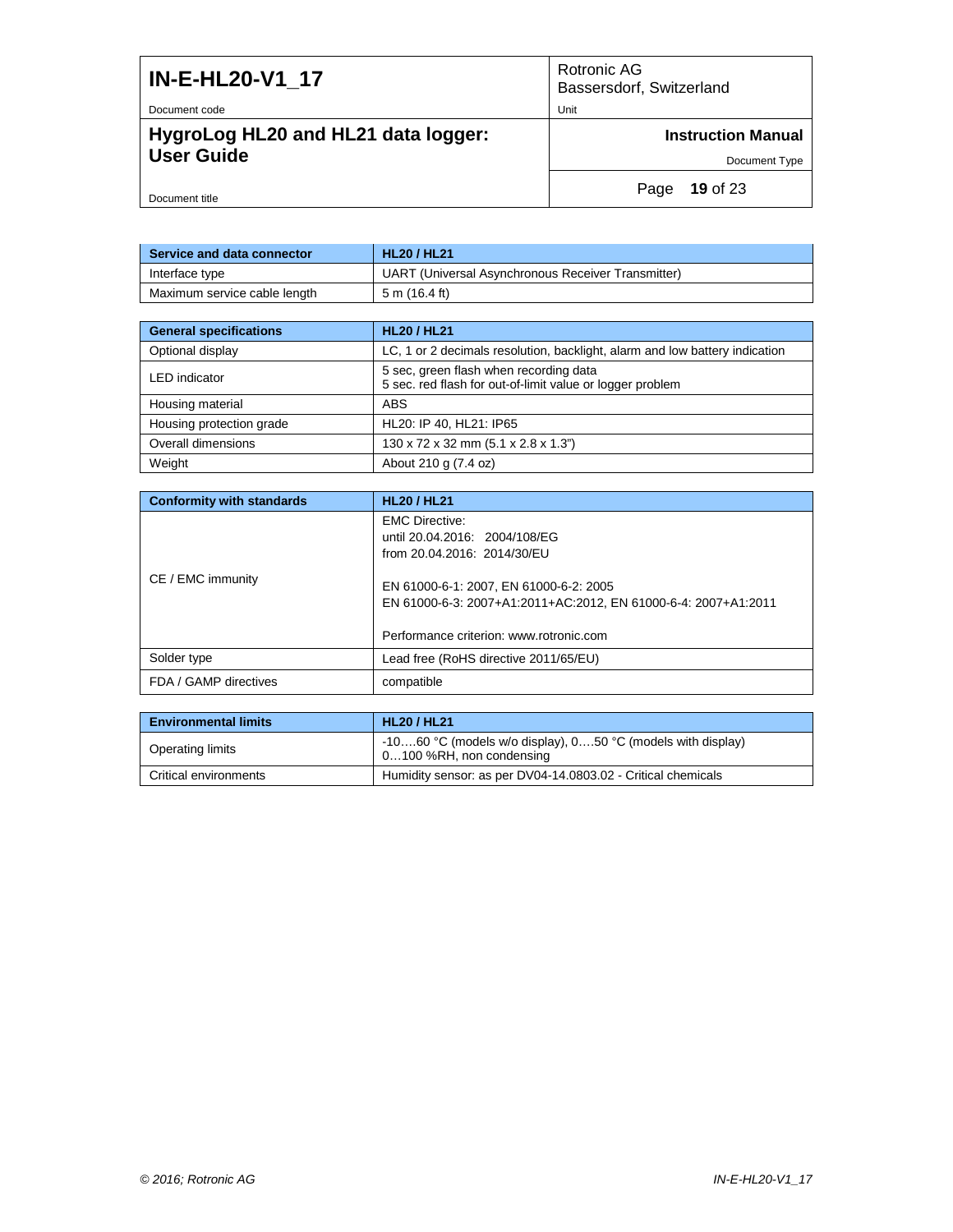| Service and data connector | HL20 / HL21 |
|---|---|
| Interface type | UART (Universal Asynchronous Receiver Transmitter) |
| Maximum service cable length | 5 m (16.4 ft) |

| General specifications | HL20 / HL21 |
|---|---|
| Optional display | LC, 1 or 2 decimals resolution, backlight, alarm and low battery indication |
| LED indicator | 5 sec, green flash when recording data<br>5 sec. red flash for out-of-limit value or logger problem |
| Housing material | ABS |
| Housing protection grade | HL20: IP 40, HL21: IP65 |
| Overall dimensions | 130 x 72 x 32 mm (5.1 x 2.8 x 1.3") |
| Weight | About 210 g (7.4 oz) |

| Conformity with standards | HL20 / HL21 |
|---|---|
| CE / EMC immunity | EMC Directive:<br>until 20.04.2016: 2004/108/EG<br>from 20.04.2016: 2014/30/EU<br><br>EN 61000-6-1: 2007, EN 61000-6-2: 2005<br>EN 61000-6-3: 2007+A1:2011+AC:2012, EN 61000-6-4: 2007+A1:2011<br><br>Performance criterion: www.rotronic.com |
| Solder type | Lead free (RoHS directive 2011/65/EU) |
| FDA / GAMP directives | compatible |

| Environmental limits | HL20 / HL21 |
|---|---|
| Operating limits | -10….60 °C (models w/o display), 0….50 °C (models with display)<br>0…100 %RH, non condensing |
| Critical environments | Humidity sensor: as per DV04-14.0803.02 - Critical chemicals |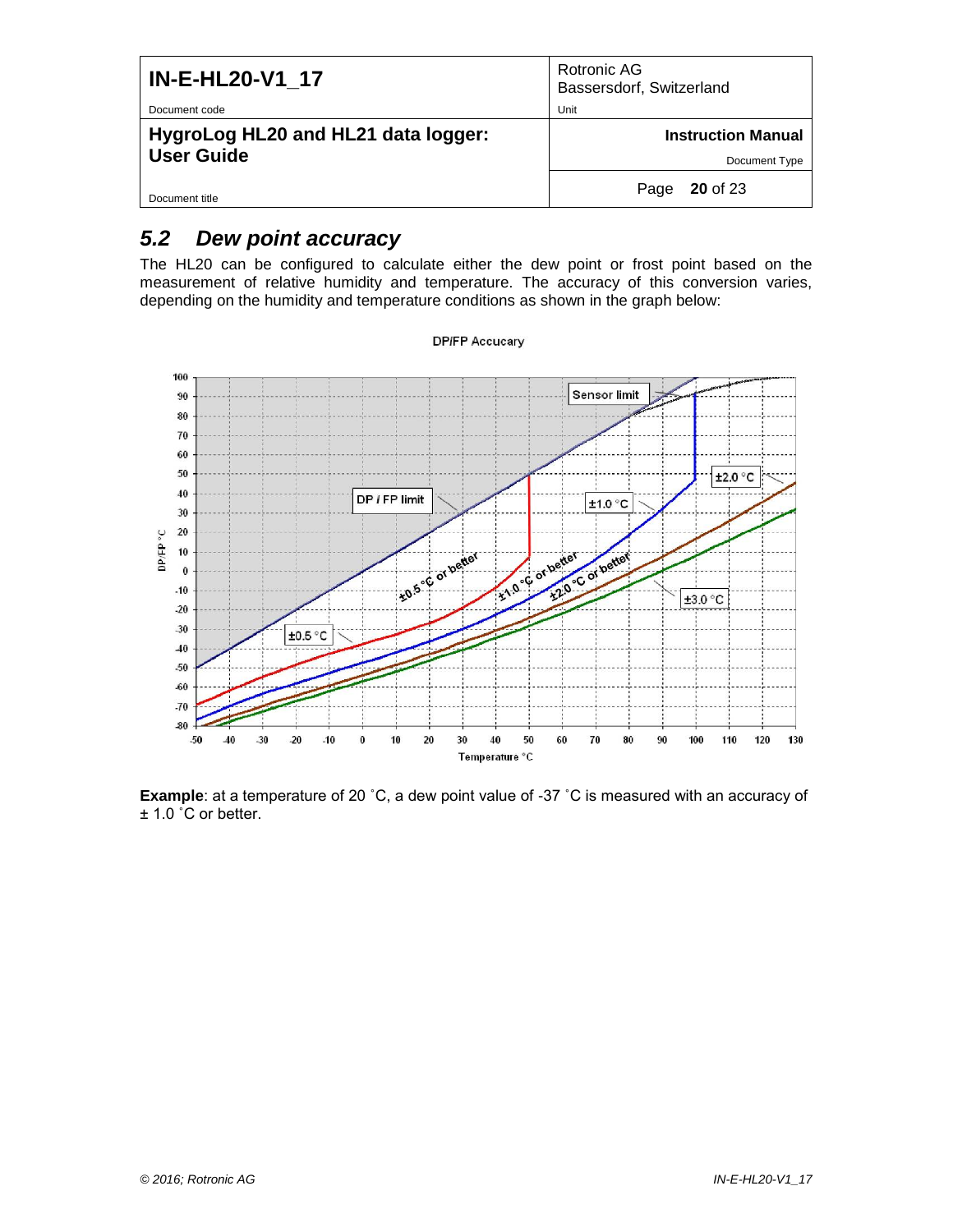## 5.2 Dew point accuracy

The HL20 can be configured to calculate either the dew point or frost point based on the measurement of relative humidity and temperature. The accuracy of this conversion varies, depending on the humidity and temperature conditions as shown in the graph below:

**Example**: at a temperature of 20 ˚C, a dew point value of -37 ˚C is measured with an accuracy of ± 1.0 ˚C or better.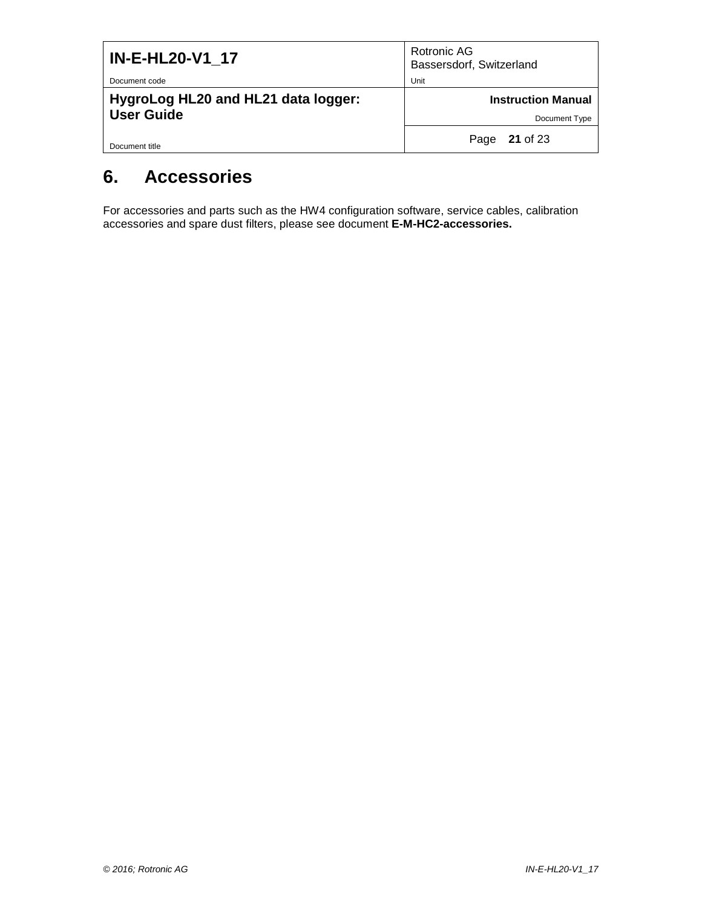# 6. Accessories

For accessories and parts such as the HW4 configuration software, service cables, calibration accessories and spare dust filters, please see document **E-M-HC2-accessories.**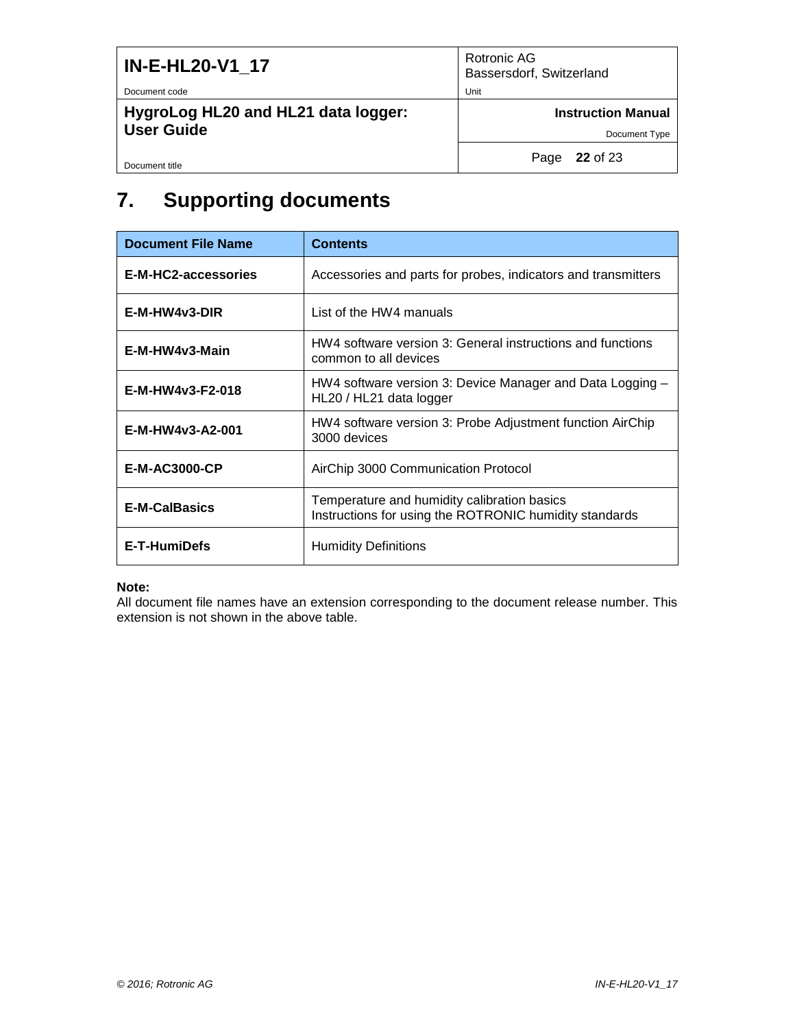# 7. Supporting documents

| Document File Name | Contents |
| --- | --- |
| **E-M-HC2-accessories** | Accessories and parts for probes, indicators and transmitters |
| **E-M-HW4v3-DIR** | List of the HW4 manuals |
| **E-M-HW4v3-Main** | HW4 software version 3: General instructions and functions common to all devices |
| **E-M-HW4v3-F2-018** | HW4 software version 3: Device Manager and Data Logging – HL20 / HL21 data logger |
| **E-M-HW4v3-A2-001** | HW4 software version 3: Probe Adjustment function AirChip 3000 devices |
| **E-M-AC3000-CP** | AirChip 3000 Communication Protocol |
| **E-M-CalBasics** | Temperature and humidity calibration basics<br>Instructions for using the ROTRONIC humidity standards |
| **E-T-HumiDefs** | Humidity Definitions |

**Note:**
All document file names have an extension corresponding to the document release number. This extension is not shown in the above table.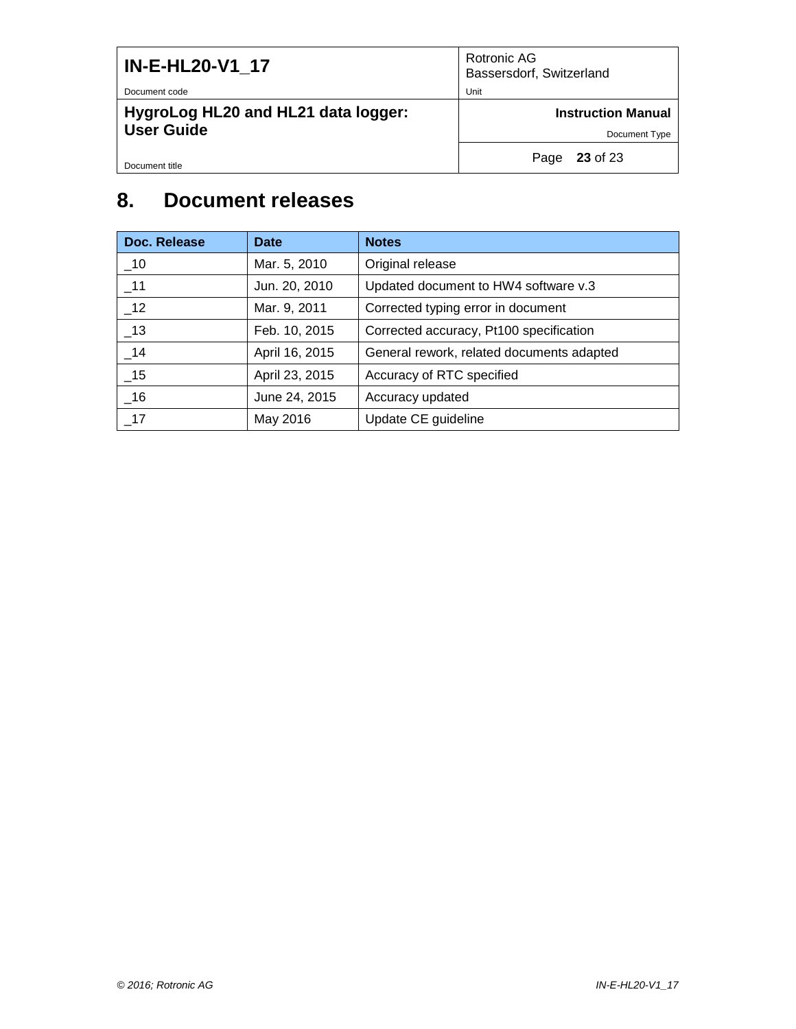# 8. Document releases

| Doc. Release | Date | Notes |
|---|---|---|
| _10 | Mar. 5, 2010 | Original release |
| _11 | Jun. 20, 2010 | Updated document to HW4 software v.3 |
| _12 | Mar. 9, 2011 | Corrected typing error in document |
| _13 | Feb. 10, 2015 | Corrected accuracy, Pt100 specification |
| _14 | April 16, 2015 | General rework, related documents adapted |
| _15 | April 23, 2015 | Accuracy of RTC specified |
| _16 | June 24, 2015 | Accuracy updated |
| _17 | May 2016 | Update CE guideline |